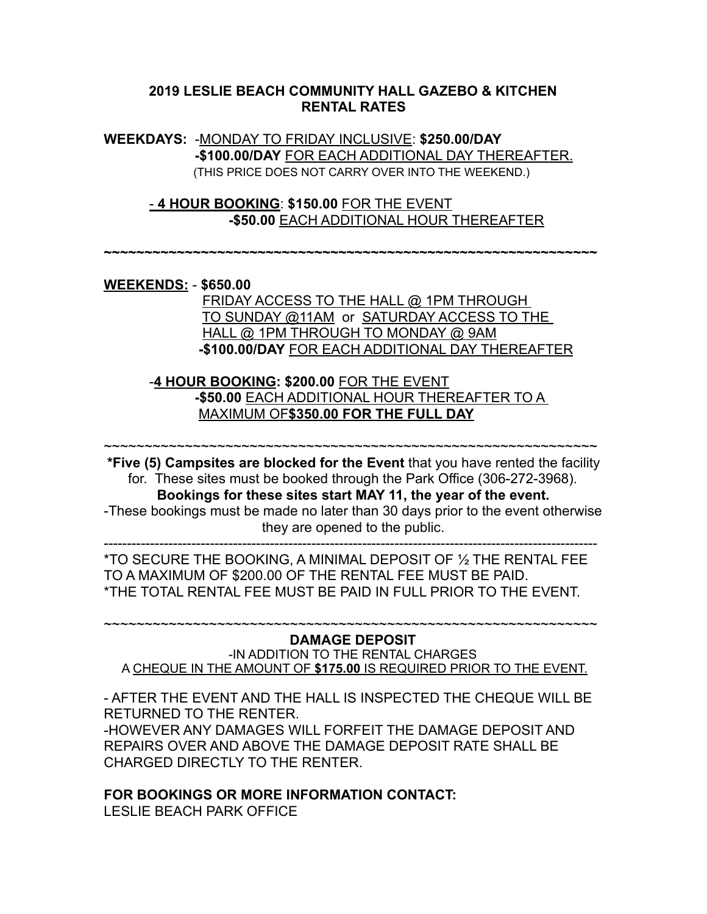# 2019 LESLIE BEACH COMMUNITY HALL GAZEBO & KITCHEN RENTAL RATES

**WEEKDAYS:** -MONDAY TO FRIDAY INCLUSIVE: **$250.00/DAY**
**-$100.00/DAY** FOR EACH ADDITIONAL DAY THEREAFTER.
(THIS PRICE DOES NOT CARRY OVER INTO THE WEEKEND.)

- **4 HOUR BOOKING**: **$150.00** FOR THE EVENT
**-$50.00** EACH ADDITIONAL HOUR THEREAFTER

~~~~~~~~~~~~~~~~~~~~~~~~~~~~~~~~~~~~~~~~~~~~~~~~~~~~~~~~~~~~~~~~

**WEEKENDS:** - **$650.00**
FRIDAY ACCESS TO THE HALL @ 1PM THROUGH TO SUNDAY @11AM or SATURDAY ACCESS TO THE HALL @ 1PM THROUGH TO MONDAY @ 9AM
**-$100.00/DAY** FOR EACH ADDITIONAL DAY THEREAFTER

-**4 HOUR BOOKING: $200.00** FOR THE EVENT
**-$50.00** EACH ADDITIONAL HOUR THEREAFTER TO A MAXIMUM OF**$350.00 FOR THE FULL DAY**

~~~~~~~~~~~~~~~~~~~~~~~~~~~~~~~~~~~~~~~~~~~~~~~~~~~~~~~~~~~~~~~~

**\*Five (5) Campsites are blocked for the Event** that you have rented the facility for. These sites must be booked through the Park Office (306-272-3968).
**Bookings for these sites start MAY 11, the year of the event.**
-These bookings must be made no later than 30 days prior to the event otherwise they are opened to the public.

---

*TO SECURE THE BOOKING, A MINIMAL DEPOSIT OF ½ THE RENTAL FEE TO A MAXIMUM OF $200.00 OF THE RENTAL FEE MUST BE PAID.
*THE TOTAL RENTAL FEE MUST BE PAID IN FULL PRIOR TO THE EVENT.

~~~~~~~~~~~~~~~~~~~~~~~~~~~~~~~~~~~~~~~~~~~~~~~~~~~~~~~~~~~~~~~~

**DAMAGE DEPOSIT**

-IN ADDITION TO THE RENTAL CHARGES
A CHEQUE IN THE AMOUNT OF **$175.00** IS REQUIRED PRIOR TO THE EVENT.

- AFTER THE EVENT AND THE HALL IS INSPECTED THE CHEQUE WILL BE RETURNED TO THE RENTER.
-HOWEVER ANY DAMAGES WILL FORFEIT THE DAMAGE DEPOSIT AND REPAIRS OVER AND ABOVE THE DAMAGE DEPOSIT RATE SHALL BE CHARGED DIRECTLY TO THE RENTER.

**FOR BOOKINGS OR MORE INFORMATION CONTACT:**
LESLIE BEACH PARK OFFICE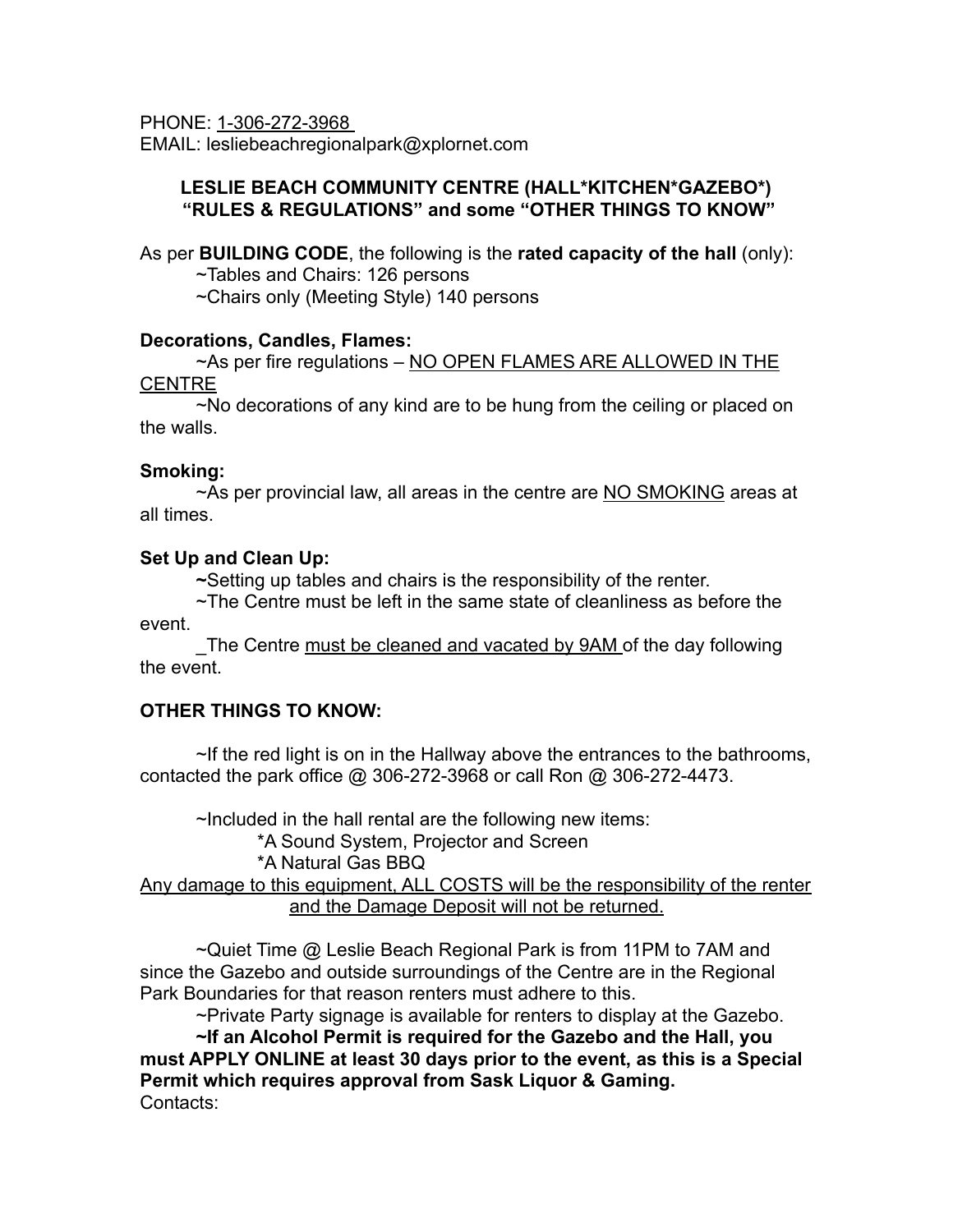PHONE: 1-306-272-3968
EMAIL: lesliebeachregionalpark@xplornet.com

## LESLIE BEACH COMMUNITY CENTRE (HALL*KITCHEN*GAZEBO*) "RULES & REGULATIONS" and some "OTHER THINGS TO KNOW"

As per **BUILDING CODE**, the following is the **rated capacity of the hall** (only):

~Tables and Chairs: 126 persons
~Chairs only (Meeting Style) 140 persons

**Decorations, Candles, Flames:**

~As per fire regulations – NO OPEN FLAMES ARE ALLOWED IN THE CENTRE
~No decorations of any kind are to be hung from the ceiling or placed on the walls.

**Smoking:**

~As per provincial law, all areas in the centre are NO SMOKING areas at all times.

**Set Up and Clean Up:**

~Setting up tables and chairs is the responsibility of the renter.
~The Centre must be left in the same state of cleanliness as before the event.
_The Centre must be cleaned and vacated by 9AM of the day following the event.

**OTHER THINGS TO KNOW:**

~If the red light is on in the Hallway above the entrances to the bathrooms, contacted the park office @ 306-272-3968 or call Ron @ 306-272-4473.

~Included in the hall rental are the following new items:

*A Sound System, Projector and Screen
*A Natural Gas BBQ

Any damage to this equipment, ALL COSTS will be the responsibility of the renter and the Damage Deposit will not be returned.

~Quiet Time @ Leslie Beach Regional Park is from 11PM to 7AM and since the Gazebo and outside surroundings of the Centre are in the Regional Park Boundaries for that reason renters must adhere to this.
~Private Party signage is available for renters to display at the Gazebo.
**~If an Alcohol Permit is required for the Gazebo and the Hall, you must APPLY ONLINE at least 30 days prior to the event, as this is a Special Permit which requires approval from Sask Liquor & Gaming.**
Contacts: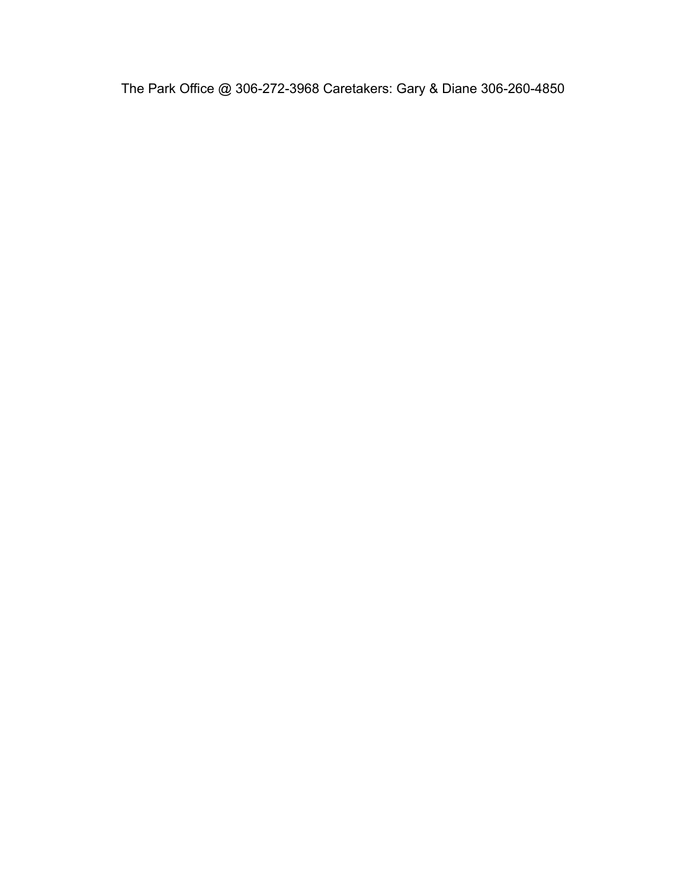The Park Office @ 306-272-3968 Caretakers: Gary & Diane 306-260-4850